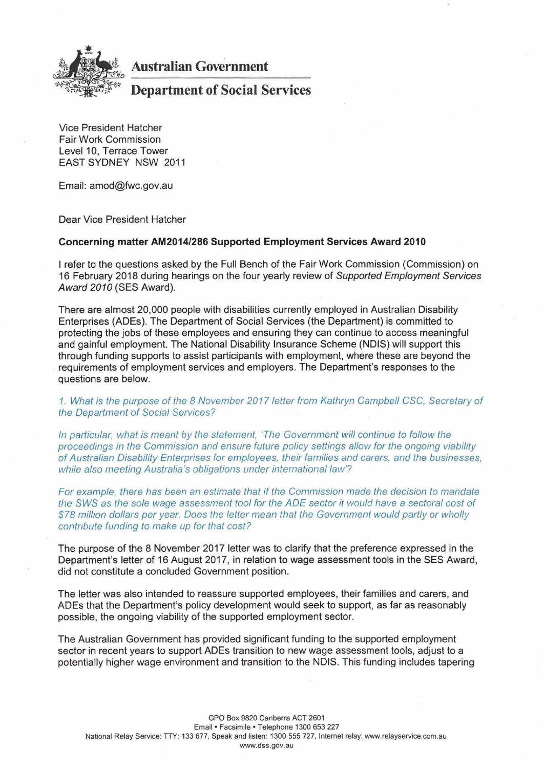**Australian Government**

**Department of Social Services**

Vice President Hatcher
Fair Work Commission
Level 10, Terrace Tower
EAST SYDNEY NSW 2011

Email: amod@fwc.gov.au

Dear Vice President Hatcher

**Concerning matter AM2014/286 Supported Employment Services Award 2010**

I refer to the questions asked by the Full Bench of the Fair Work Commission (Commission) on 16 February 2018 during hearings on the four yearly review of *Supported Employment Services Award 2010* (SES Award).

There are almost 20,000 people with disabilities currently employed in Australian Disability Enterprises (ADEs). The Department of Social Services (the Department) is committed to protecting the jobs of these employees and ensuring they can continue to access meaningful and gainful employment. The National Disability Insurance Scheme (NDIS) will support this through funding supports to assist participants with employment, where these are beyond the requirements of employment services and employers. The Department's responses to the questions are below.

*1. What is the purpose of the 8 November 2017 letter from Kathryn Campbell CSC, Secretary of the Department of Social Services?*

*In particular, what is meant by the statement, 'The Government will continue to follow the proceedings in the Commission and ensure future policy settings allow for the ongoing viability of Australian Disability Enterprises for employees, their families and carers, and the businesses, while also meeting Australia's obligations under international law'?*

*For example, there has been an estimate that if the Commission made the decision to mandate the SWS as the sole wage assessment tool for the ADE sector it would have a sectoral cost of $78 million dollars per year. Does the letter mean that the Government would partly or wholly contribute funding to make up for that cost?*

The purpose of the 8 November 2017 letter was to clarify that the preference expressed in the Department's letter of 16 August 2017, in relation to wage assessment tools in the SES Award, did not constitute a concluded Government position.

The letter was also intended to reassure supported employees, their families and carers, and ADEs that the Department's policy development would seek to support, as far as reasonably possible, the ongoing viability of the supported employment sector.

The Australian Government has provided significant funding to the supported employment sector in recent years to support ADEs transition to new wage assessment tools, adjust to a potentially higher wage environment and transition to the NDIS. This funding includes tapering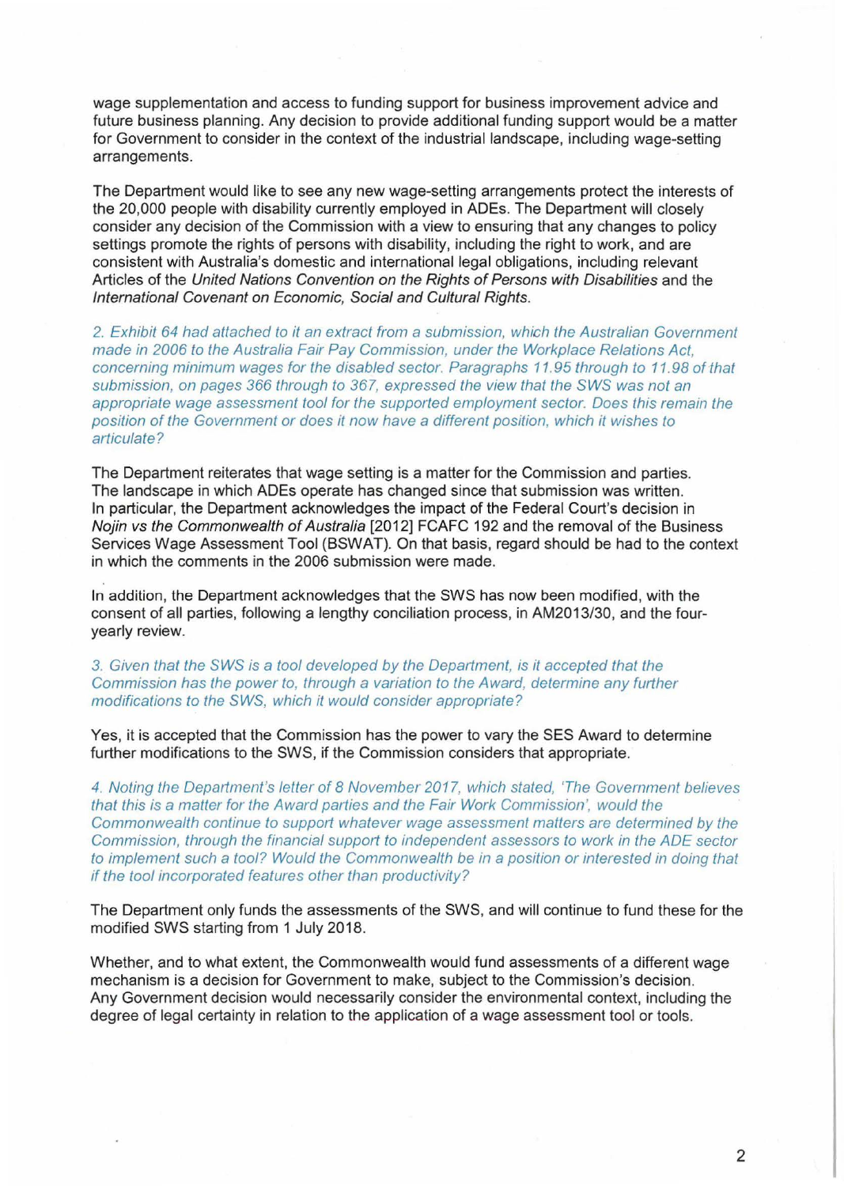wage supplementation and access to funding support for business improvement advice and future business planning. Any decision to provide additional funding support would be a matter for Government to consider in the context of the industrial landscape, including wage-setting arrangements.

The Department would like to see any new wage-setting arrangements protect the interests of the 20,000 people with disability currently employed in ADEs. The Department will closely consider any decision of the Commission with a view to ensuring that any changes to policy settings promote the rights of persons with disability, including the right to work, and are consistent with Australia's domestic and international legal obligations, including relevant Articles of the *United Nations Convention on the Rights of Persons with Disabilities* and the *International Covenant on Economic, Social and Cultural Rights*.

*2. Exhibit 64 had attached to it an extract from a submission, which the Australian Government made in 2006 to the Australia Fair Pay Commission, under the Workplace Relations Act, concerning minimum wages for the disabled sector. Paragraphs 11.95 through to 11.98 of that submission, on pages 366 through to 367, expressed the view that the SWS was not an appropriate wage assessment tool for the supported employment sector. Does this remain the position of the Government or does it now have a different position, which it wishes to articulate?*

The Department reiterates that wage setting is a matter for the Commission and parties. The landscape in which ADEs operate has changed since that submission was written. In particular, the Department acknowledges the impact of the Federal Court's decision in *Nojin vs the Commonwealth of Australia* [2012] FCAFC 192 and the removal of the Business Services Wage Assessment Tool (BSWAT). On that basis, regard should be had to the context in which the comments in the 2006 submission were made.

In addition, the Department acknowledges that the SWS has now been modified, with the consent of all parties, following a lengthy conciliation process, in AM2013/30, and the four-yearly review.

*3. Given that the SWS is a tool developed by the Department, is it accepted that the Commission has the power to, through a variation to the Award, determine any further modifications to the SWS, which it would consider appropriate?*

Yes, it is accepted that the Commission has the power to vary the SES Award to determine further modifications to the SWS, if the Commission considers that appropriate.

*4. Noting the Department's letter of 8 November 2017, which stated, 'The Government believes that this is a matter for the Award parties and the Fair Work Commission', would the Commonwealth continue to support whatever wage assessment matters are determined by the Commission, through the financial support to independent assessors to work in the ADE sector to implement such a tool? Would the Commonwealth be in a position or interested in doing that if the tool incorporated features other than productivity?*

The Department only funds the assessments of the SWS, and will continue to fund these for the modified SWS starting from 1 July 2018.

Whether, and to what extent, the Commonwealth would fund assessments of a different wage mechanism is a decision for Government to make, subject to the Commission's decision. Any Government decision would necessarily consider the environmental context, including the degree of legal certainty in relation to the application of a wage assessment tool or tools.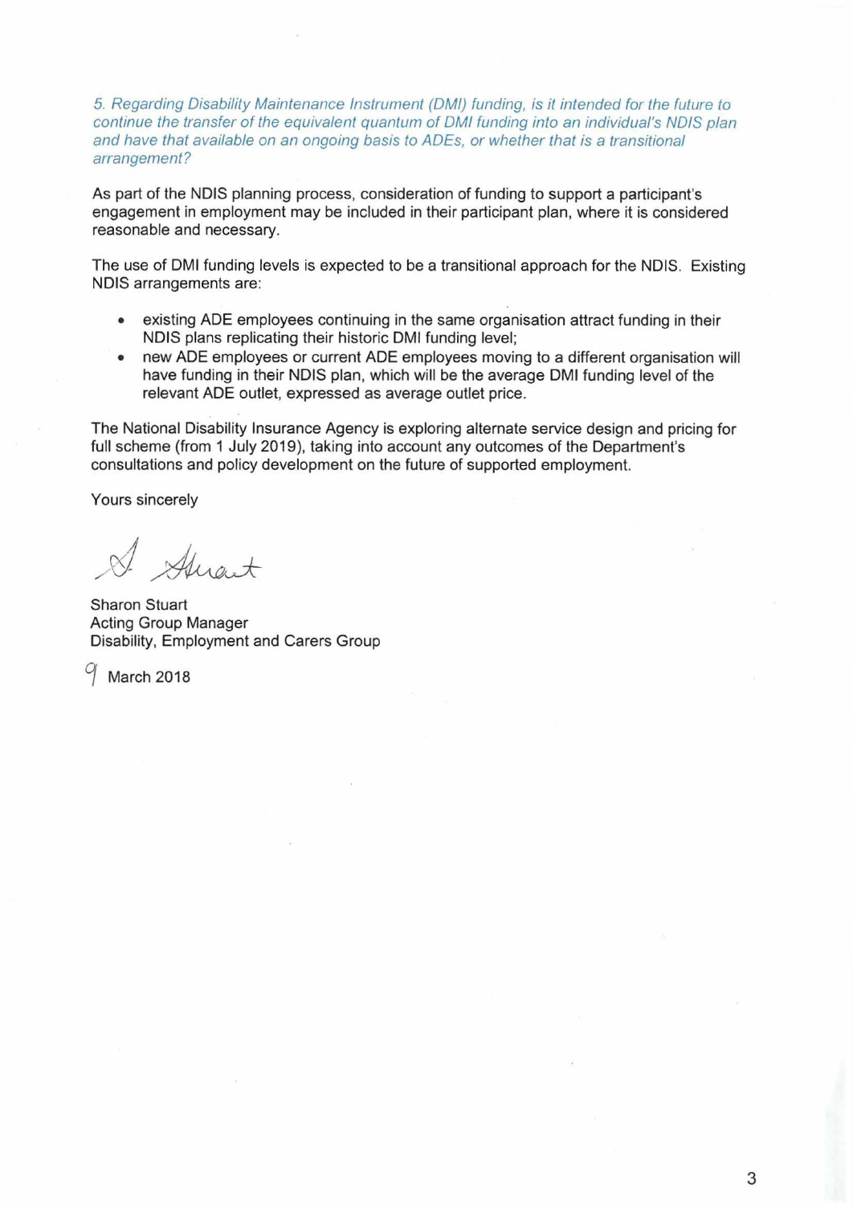*5. Regarding Disability Maintenance Instrument (DMI) funding, is it intended for the future to continue the transfer of the equivalent quantum of DMI funding into an individual's NDIS plan and have that available on an ongoing basis to ADEs, or whether that is a transitional arrangement?*

As part of the NDIS planning process, consideration of funding to support a participant's engagement in employment may be included in their participant plan, where it is considered reasonable and necessary.

The use of DMI funding levels is expected to be a transitional approach for the NDIS. Existing NDIS arrangements are:

- existing ADE employees continuing in the same organisation attract funding in their NDIS plans replicating their historic DMI funding level;
- new ADE employees or current ADE employees moving to a different organisation will have funding in their NDIS plan, which will be the average DMI funding level of the relevant ADE outlet, expressed as average outlet price.

The National Disability Insurance Agency is exploring alternate service design and pricing for full scheme (from 1 July 2019), taking into account any outcomes of the Department's consultations and policy development on the future of supported employment.

Yours sincerely

S Stuart

Sharon Stuart
Acting Group Manager
Disability, Employment and Carers Group

9 March 2018